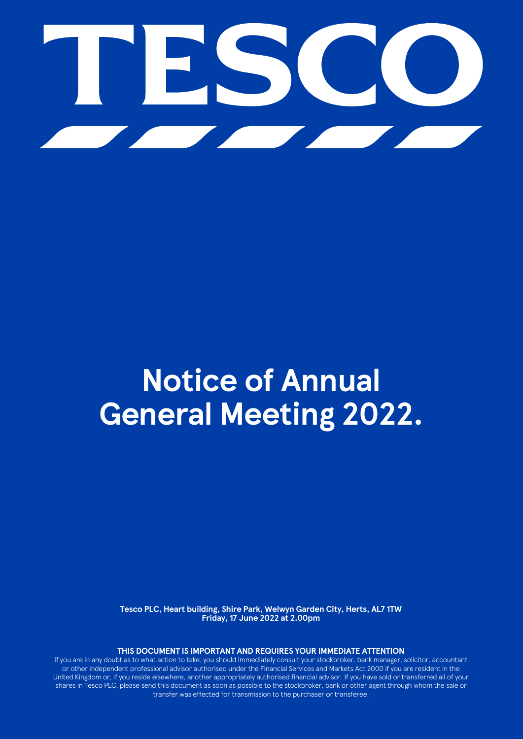# TESCO

# Notice of Annual General Meeting 2022.

**Tesco PLC, Heart building, Shire Park, Welwyn Garden City, Herts, AL7 1TW**
**Friday, 17 June 2022 at 2.00pm**

**THIS DOCUMENT IS IMPORTANT AND REQUIRES YOUR IMMEDIATE ATTENTION**

If you are in any doubt as to what action to take, you should immediately consult your stockbroker, bank manager, solicitor, accountant or other independent professional advisor authorised under the Financial Services and Markets Act 2000 if you are resident in the United Kingdom or, if you reside elsewhere, another appropriately authorised financial advisor. If you have sold or transferred all of your shares in Tesco PLC, please send this document as soon as possible to the stockbroker, bank or other agent through whom the sale or transfer was effected for transmission to the purchaser or transferee.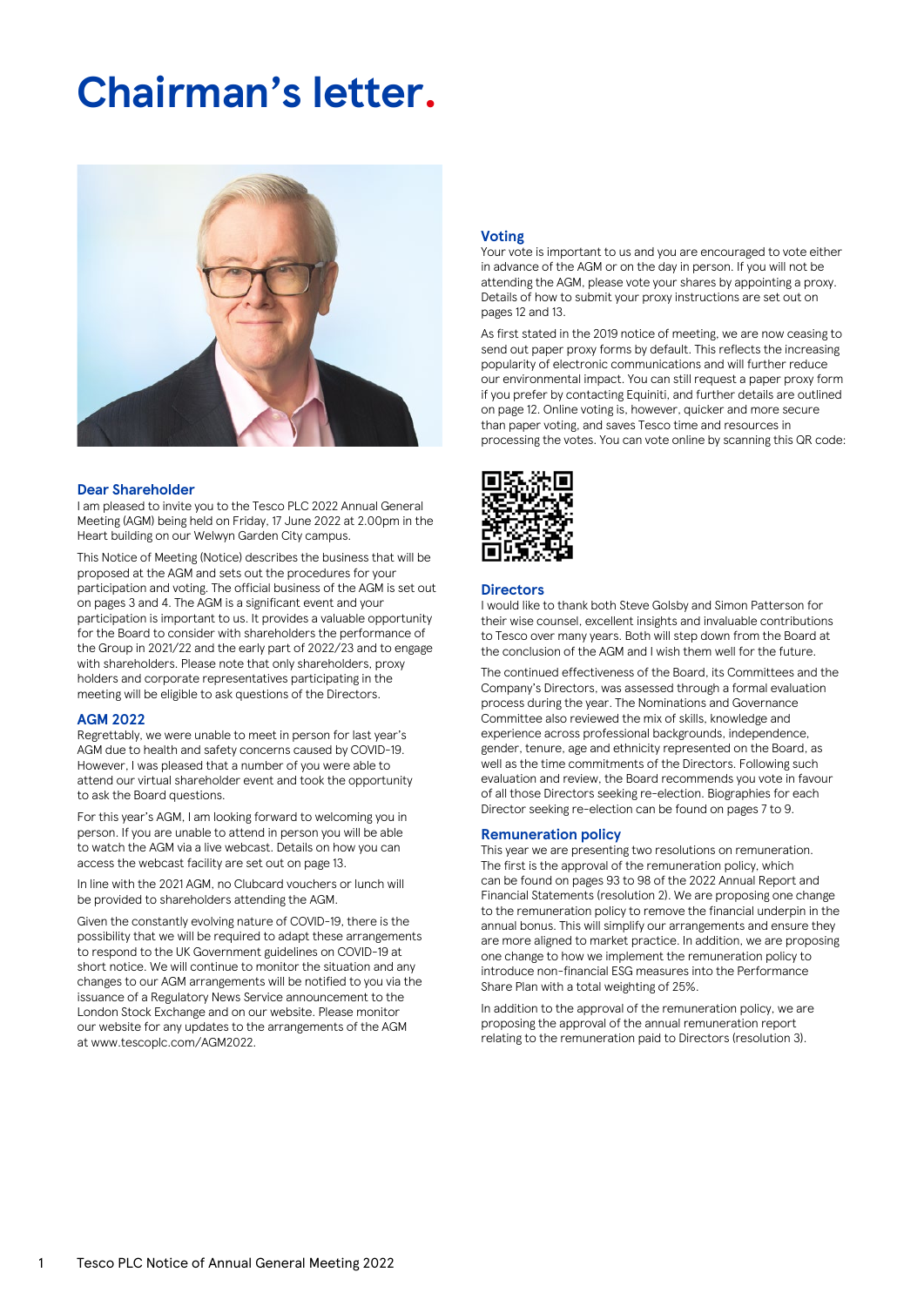# Chairman's letter.

## Dear Shareholder

I am pleased to invite you to the Tesco PLC 2022 Annual General Meeting (AGM) being held on Friday, 17 June 2022 at 2.00pm in the Heart building on our Welwyn Garden City campus.

This Notice of Meeting (Notice) describes the business that will be proposed at the AGM and sets out the procedures for your participation and voting. The official business of the AGM is set out on pages 3 and 4. The AGM is a significant event and your participation is important to us. It provides a valuable opportunity for the Board to consider with shareholders the performance of the Group in 2021/22 and the early part of 2022/23 and to engage with shareholders. Please note that only shareholders, proxy holders and corporate representatives participating in the meeting will be eligible to ask questions of the Directors.

## AGM 2022

Regrettably, we were unable to meet in person for last year's AGM due to health and safety concerns caused by COVID-19. However, I was pleased that a number of you were able to attend our virtual shareholder event and took the opportunity to ask the Board questions.

For this year's AGM, I am looking forward to welcoming you in person. If you are unable to attend in person you will be able to watch the AGM via a live webcast. Details on how you can access the webcast facility are set out on page 13.

In line with the 2021 AGM, no Clubcard vouchers or lunch will be provided to shareholders attending the AGM.

Given the constantly evolving nature of COVID-19, there is the possibility that we will be required to adapt these arrangements to respond to the UK Government guidelines on COVID-19 at short notice. We will continue to monitor the situation and any changes to our AGM arrangements will be notified to you via the issuance of a Regulatory News Service announcement to the London Stock Exchange and on our website. Please monitor our website for any updates to the arrangements of the AGM at www.tescoplc.com/AGM2022.

## Voting

Your vote is important to us and you are encouraged to vote either in advance of the AGM or on the day in person. If you will not be attending the AGM, please vote your shares by appointing a proxy. Details of how to submit your proxy instructions are set out on pages 12 and 13.

As first stated in the 2019 notice of meeting, we are now ceasing to send out paper proxy forms by default. This reflects the increasing popularity of electronic communications and will further reduce our environmental impact. You can still request a paper proxy form if you prefer by contacting Equiniti, and further details are outlined on page 12. Online voting is, however, quicker and more secure than paper voting, and saves Tesco time and resources in processing the votes. You can vote online by scanning this QR code:

## Directors

I would like to thank both Steve Golsby and Simon Patterson for their wise counsel, excellent insights and invaluable contributions to Tesco over many years. Both will step down from the Board at the conclusion of the AGM and I wish them well for the future.

The continued effectiveness of the Board, its Committees and the Company's Directors, was assessed through a formal evaluation process during the year. The Nominations and Governance Committee also reviewed the mix of skills, knowledge and experience across professional backgrounds, independence, gender, tenure, age and ethnicity represented on the Board, as well as the time commitments of the Directors. Following such evaluation and review, the Board recommends you vote in favour of all those Directors seeking re-election. Biographies for each Director seeking re-election can be found on pages 7 to 9.

## Remuneration policy

This year we are presenting two resolutions on remuneration. The first is the approval of the remuneration policy, which can be found on pages 93 to 98 of the 2022 Annual Report and Financial Statements (resolution 2). We are proposing one change to the remuneration policy to remove the financial underpin in the annual bonus. This will simplify our arrangements and ensure they are more aligned to market practice. In addition, we are proposing one change to how we implement the remuneration policy to introduce non-financial ESG measures into the Performance Share Plan with a total weighting of 25%.

In addition to the approval of the remuneration policy, we are proposing the approval of the annual remuneration report relating to the remuneration paid to Directors (resolution 3).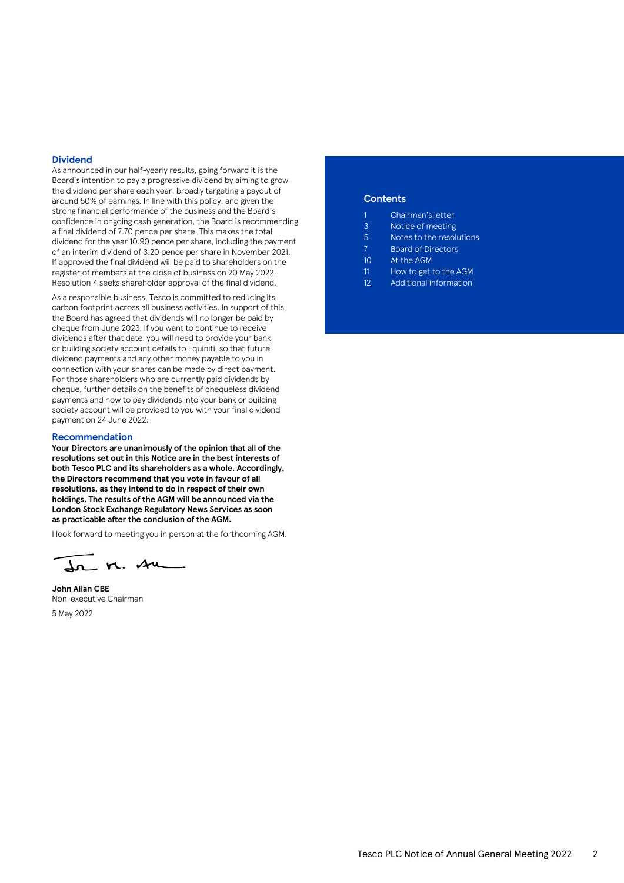## Dividend

As announced in our half-yearly results, going forward it is the Board's intention to pay a progressive dividend by aiming to grow the dividend per share each year, broadly targeting a payout of around 50% of earnings. In line with this policy, and given the strong financial performance of the business and the Board's confidence in ongoing cash generation, the Board is recommending a final dividend of 7.70 pence per share. This makes the total dividend for the year 10.90 pence per share, including the payment of an interim dividend of 3.20 pence per share in November 2021. If approved the final dividend will be paid to shareholders on the register of members at the close of business on 20 May 2022. Resolution 4 seeks shareholder approval of the final dividend.

As a responsible business, Tesco is committed to reducing its carbon footprint across all business activities. In support of this, the Board has agreed that dividends will no longer be paid by cheque from June 2023. If you want to continue to receive dividends after that date, you will need to provide your bank or building society account details to Equiniti, so that future dividend payments and any other money payable to you in connection with your shares can be made by direct payment. For those shareholders who are currently paid dividends by cheque, further details on the benefits of chequeless dividend payments and how to pay dividends into your bank or building society account will be provided to you with your final dividend payment on 24 June 2022.

## Recommendation

**Your Directors are unanimously of the opinion that all of the resolutions set out in this Notice are in the best interests of both Tesco PLC and its shareholders as a whole. Accordingly, the Directors recommend that you vote in favour of all resolutions, as they intend to do in respect of their own holdings. The results of the AGM will be announced via the London Stock Exchange Regulatory News Services as soon as practicable after the conclusion of the AGM.**

I look forward to meeting you in person at the forthcoming AGM.

**John Allan CBE**
Non-executive Chairman

5 May 2022

## Contents

| | |
|---|---|
| 1 | Chairman's letter |
| 3 | Notice of meeting |
| 5 | Notes to the resolutions |
| 7 | Board of Directors |
| 10 | At the AGM |
| 11 | How to get to the AGM |
| 12 | Additional information |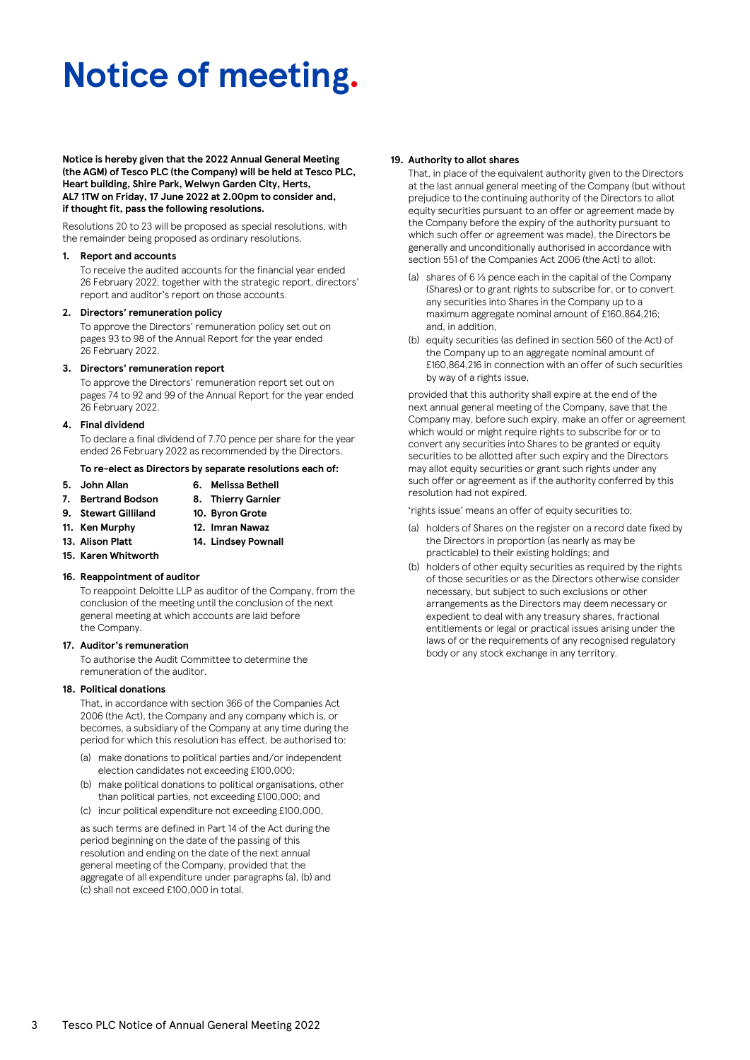# Notice of meeting.

**Notice is hereby given that the 2022 Annual General Meeting (the AGM) of Tesco PLC (the Company) will be held at Tesco PLC, Heart building, Shire Park, Welwyn Garden City, Herts, AL7 1TW on Friday, 17 June 2022 at 2.00pm to consider and, if thought fit, pass the following resolutions.**

Resolutions 20 to 23 will be proposed as special resolutions, with the remainder being proposed as ordinary resolutions.

**1. Report and accounts**

To receive the audited accounts for the financial year ended 26 February 2022, together with the strategic report, directors' report and auditor's report on those accounts.

**2. Directors' remuneration policy**

To approve the Directors' remuneration policy set out on pages 93 to 98 of the Annual Report for the year ended 26 February 2022.

**3. Directors' remuneration report**

To approve the Directors' remuneration report set out on pages 74 to 92 and 99 of the Annual Report for the year ended 26 February 2022.

**4. Final dividend**

To declare a final dividend of 7.70 pence per share for the year ended 26 February 2022 as recommended by the Directors.

**To re-elect as Directors by separate resolutions each of:**

**5. John Allan**

**6. Melissa Bethell**

**7. Bertrand Bodson**

**8. Thierry Garnier**

**9. Stewart Gilliland**

**10. Byron Grote**

**11. Ken Murphy**

**12. Imran Nawaz**

**13. Alison Platt**

**14. Lindsey Pownall**

**15. Karen Whitworth**

**16. Reappointment of auditor**

To reappoint Deloitte LLP as auditor of the Company, from the conclusion of the meeting until the conclusion of the next general meeting at which accounts are laid before the Company.

**17. Auditor's remuneration**

To authorise the Audit Committee to determine the remuneration of the auditor.

**18. Political donations**

That, in accordance with section 366 of the Companies Act 2006 (the Act), the Company and any company which is, or becomes, a subsidiary of the Company at any time during the period for which this resolution has effect, be authorised to:

(a) make donations to political parties and/or independent election candidates not exceeding £100,000;

(b) make political donations to political organisations, other than political parties, not exceeding £100,000; and

(c) incur political expenditure not exceeding £100,000,

as such terms are defined in Part 14 of the Act during the period beginning on the date of the passing of this resolution and ending on the date of the next annual general meeting of the Company, provided that the aggregate of all expenditure under paragraphs (a), (b) and (c) shall not exceed £100,000 in total.

**19. Authority to allot shares**

That, in place of the equivalent authority given to the Directors at the last annual general meeting of the Company (but without prejudice to the continuing authority of the Directors to allot equity securities pursuant to an offer or agreement made by the Company before the expiry of the authority pursuant to which such offer or agreement was made), the Directors be generally and unconditionally authorised in accordance with section 551 of the Companies Act 2006 (the Act) to allot:

(a) shares of 6 ⅓ pence each in the capital of the Company (Shares) or to grant rights to subscribe for, or to convert any securities into Shares in the Company up to a maximum aggregate nominal amount of £160,864,216; and, in addition,

(b) equity securities (as defined in section 560 of the Act) of the Company up to an aggregate nominal amount of £160,864,216 in connection with an offer of such securities by way of a rights issue,

provided that this authority shall expire at the end of the next annual general meeting of the Company, save that the Company may, before such expiry, make an offer or agreement which would or might require rights to subscribe for or to convert any securities into Shares to be granted or equity securities to be allotted after such expiry and the Directors may allot equity securities or grant such rights under any such offer or agreement as if the authority conferred by this resolution had not expired.

'rights issue' means an offer of equity securities to:

(a) holders of Shares on the register on a record date fixed by the Directors in proportion (as nearly as may be practicable) to their existing holdings; and

(b) holders of other equity securities as required by the rights of those securities or as the Directors otherwise consider necessary, but subject to such exclusions or other arrangements as the Directors may deem necessary or expedient to deal with any treasury shares, fractional entitlements or legal or practical issues arising under the laws of or the requirements of any recognised regulatory body or any stock exchange in any territory.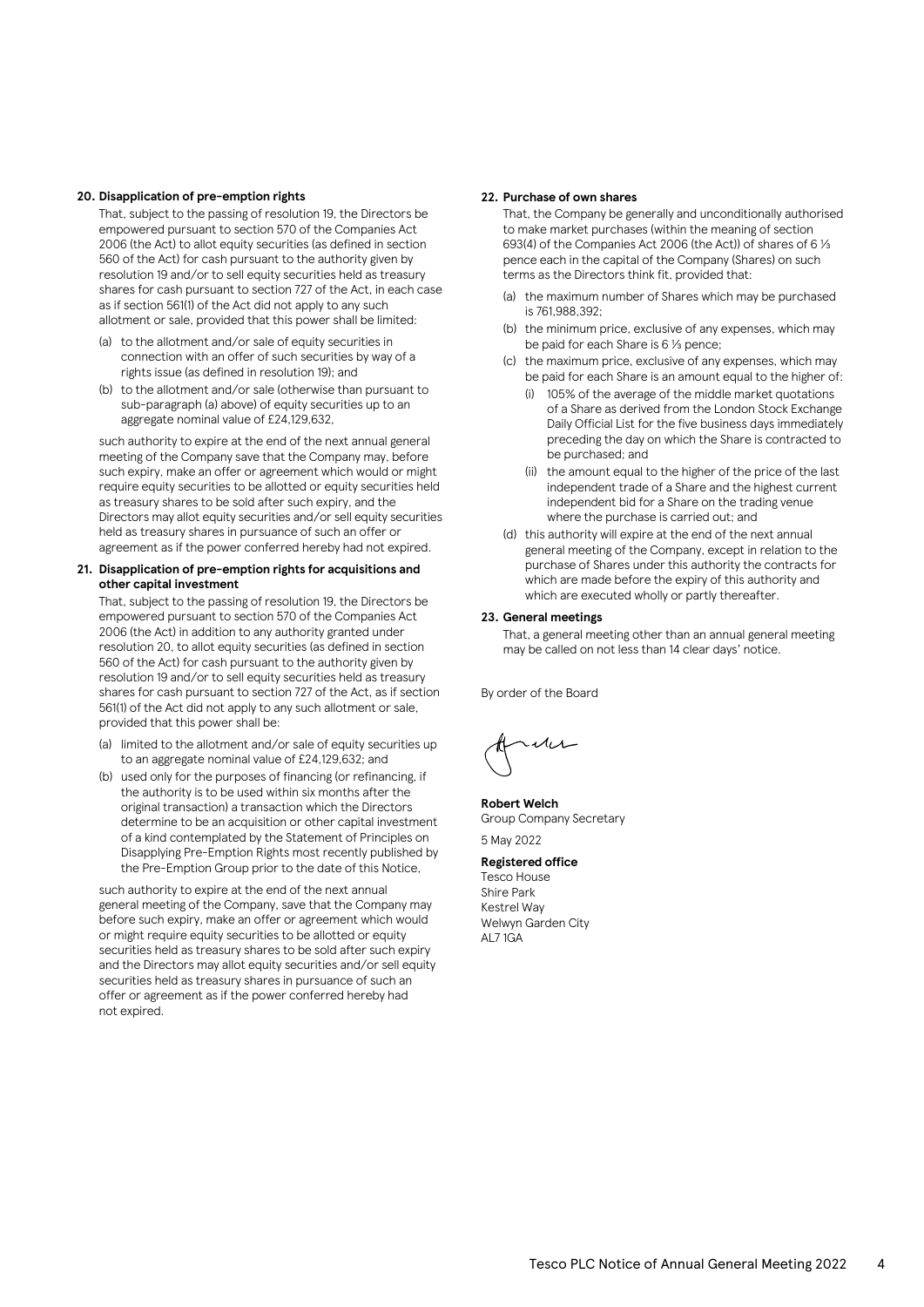**20. Disapplication of pre-emption rights**

That, subject to the passing of resolution 19, the Directors be empowered pursuant to section 570 of the Companies Act 2006 (the Act) to allot equity securities (as defined in section 560 of the Act) for cash pursuant to the authority given by resolution 19 and/or to sell equity securities held as treasury shares for cash pursuant to section 727 of the Act, in each case as if section 561(1) of the Act did not apply to any such allotment or sale, provided that this power shall be limited:

(a) to the allotment and/or sale of equity securities in connection with an offer of such securities by way of a rights issue (as defined in resolution 19); and

(b) to the allotment and/or sale (otherwise than pursuant to sub-paragraph (a) above) of equity securities up to an aggregate nominal value of £24,129,632,

such authority to expire at the end of the next annual general meeting of the Company save that the Company may, before such expiry, make an offer or agreement which would or might require equity securities to be allotted or equity securities held as treasury shares to be sold after such expiry, and the Directors may allot equity securities and/or sell equity securities held as treasury shares in pursuance of such an offer or agreement as if the power conferred hereby had not expired.

**21. Disapplication of pre-emption rights for acquisitions and other capital investment**

That, subject to the passing of resolution 19, the Directors be empowered pursuant to section 570 of the Companies Act 2006 (the Act) in addition to any authority granted under resolution 20, to allot equity securities (as defined in section 560 of the Act) for cash pursuant to the authority given by resolution 19 and/or to sell equity securities held as treasury shares for cash pursuant to section 727 of the Act, as if section 561(1) of the Act did not apply to any such allotment or sale, provided that this power shall be:

(a) limited to the allotment and/or sale of equity securities up to an aggregate nominal value of £24,129,632; and

(b) used only for the purposes of financing (or refinancing, if the authority is to be used within six months after the original transaction) a transaction which the Directors determine to be an acquisition or other capital investment of a kind contemplated by the Statement of Principles on Disapplying Pre-Emption Rights most recently published by the Pre-Emption Group prior to the date of this Notice,

such authority to expire at the end of the next annual general meeting of the Company, save that the Company may before such expiry, make an offer or agreement which would or might require equity securities to be allotted or equity securities held as treasury shares to be sold after such expiry and the Directors may allot equity securities and/or sell equity securities held as treasury shares in pursuance of such an offer or agreement as if the power conferred hereby had not expired.

**22. Purchase of own shares**

That, the Company be generally and unconditionally authorised to make market purchases (within the meaning of section 693(4) of the Companies Act 2006 (the Act)) of shares of 6 ⅓ pence each in the capital of the Company (Shares) on such terms as the Directors think fit, provided that:

(a) the maximum number of Shares which may be purchased is 761,988,392;

(b) the minimum price, exclusive of any expenses, which may be paid for each Share is 6 ⅓ pence;

(c) the maximum price, exclusive of any expenses, which may be paid for each Share is an amount equal to the higher of:

(i) 105% of the average of the middle market quotations of a Share as derived from the London Stock Exchange Daily Official List for the five business days immediately preceding the day on which the Share is contracted to be purchased; and

(ii) the amount equal to the higher of the price of the last independent trade of a Share and the highest current independent bid for a Share on the trading venue where the purchase is carried out; and

(d) this authority will expire at the end of the next annual general meeting of the Company, except in relation to the purchase of Shares under this authority the contracts for which are made before the expiry of this authority and which are executed wholly or partly thereafter.

**23. General meetings**

That, a general meeting other than an annual general meeting may be called on not less than 14 clear days' notice.

By order of the Board

**Robert Welch**
Group Company Secretary

5 May 2022

**Registered office**
Tesco House
Shire Park
Kestrel Way
Welwyn Garden City
AL7 1GA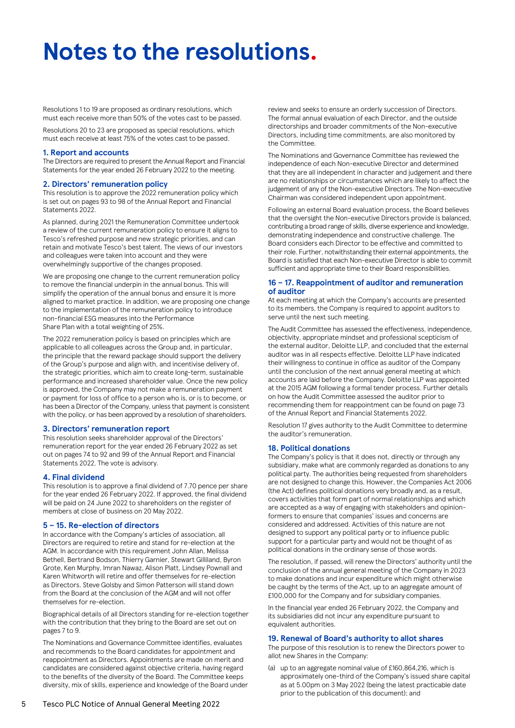# Notes to the resolutions.

Resolutions 1 to 19 are proposed as ordinary resolutions, which must each receive more than 50% of the votes cast to be passed.

Resolutions 20 to 23 are proposed as special resolutions, which must each receive at least 75% of the votes cast to be passed.

### 1. Report and accounts

The Directors are required to present the Annual Report and Financial Statements for the year ended 26 February 2022 to the meeting.

### 2. Directors' remuneration policy

This resolution is to approve the 2022 remuneration policy which is set out on pages 93 to 98 of the Annual Report and Financial Statements 2022.

As planned, during 2021 the Remuneration Committee undertook a review of the current remuneration policy to ensure it aligns to Tesco's refreshed purpose and new strategic priorities, and can retain and motivate Tesco's best talent. The views of our investors and colleagues were taken into account and they were overwhelmingly supportive of the changes proposed.

We are proposing one change to the current remuneration policy to remove the financial underpin in the annual bonus. This will simplify the operation of the annual bonus and ensure it is more aligned to market practice. In addition, we are proposing one change to the implementation of the remuneration policy to introduce non-financial ESG measures into the Performance Share Plan with a total weighting of 25%.

The 2022 remuneration policy is based on principles which are applicable to all colleagues across the Group and, in particular, the principle that the reward package should support the delivery of the Group's purpose and align with, and incentivise delivery of, the strategic priorities, which aim to create long-term, sustainable performance and increased shareholder value. Once the new policy is approved, the Company may not make a remuneration payment or payment for loss of office to a person who is, or is to become, or has been a Director of the Company, unless that payment is consistent with the policy, or has been approved by a resolution of shareholders.

### 3. Directors' remuneration report

This resolution seeks shareholder approval of the Directors' remuneration report for the year ended 26 February 2022 as set out on pages 74 to 92 and 99 of the Annual Report and Financial Statements 2022. The vote is advisory.

### 4. Final dividend

This resolution is to approve a final dividend of 7.70 pence per share for the year ended 26 February 2022. If approved, the final dividend will be paid on 24 June 2022 to shareholders on the register of members at close of business on 20 May 2022.

### 5 – 15. Re-election of directors

In accordance with the Company's articles of association, all Directors are required to retire and stand for re-election at the AGM. In accordance with this requirement John Allan, Melissa Bethell, Bertrand Bodson, Thierry Garnier, Stewart Gilliland, Byron Grote, Ken Murphy, Imran Nawaz, Alison Platt, Lindsey Pownall and Karen Whitworth will retire and offer themselves for re-election as Directors. Steve Golsby and Simon Patterson will stand down from the Board at the conclusion of the AGM and will not offer themselves for re-election.

Biographical details of all Directors standing for re-election together with the contribution that they bring to the Board are set out on pages 7 to 9.

The Nominations and Governance Committee identifies, evaluates and recommends to the Board candidates for appointment and reappointment as Directors. Appointments are made on merit and candidates are considered against objective criteria, having regard to the benefits of the diversity of the Board. The Committee keeps diversity, mix of skills, experience and knowledge of the Board under review and seeks to ensure an orderly succession of Directors. The formal annual evaluation of each Director, and the outside directorships and broader commitments of the Non-executive Directors, including time commitments, are also monitored by the Committee.

The Nominations and Governance Committee has reviewed the independence of each Non-executive Director and determined that they are all independent in character and judgement and there are no relationships or circumstances which are likely to affect the judgement of any of the Non-executive Directors. The Non-executive Chairman was considered independent upon appointment.

Following an external Board evaluation process, the Board believes that the oversight the Non-executive Directors provide is balanced, contributing a broad range of skills, diverse experience and knowledge, demonstrating independence and constructive challenge. The Board considers each Director to be effective and committed to their role. Further, notwithstanding their external appointments, the Board is satisfied that each Non-executive Director is able to commit sufficient and appropriate time to their Board responsibilities.

### 16 – 17. Reappointment of auditor and remuneration of auditor

At each meeting at which the Company's accounts are presented to its members, the Company is required to appoint auditors to serve until the next such meeting.

The Audit Committee has assessed the effectiveness, independence, objectivity, appropriate mindset and professional scepticism of the external auditor, Deloitte LLP, and concluded that the external auditor was in all respects effective. Deloitte LLP have indicated their willingness to continue in office as auditor of the Company until the conclusion of the next annual general meeting at which accounts are laid before the Company. Deloitte LLP was appointed at the 2015 AGM following a formal tender process. Further details on how the Audit Committee assessed the auditor prior to recommending them for reappointment can be found on page 73 of the Annual Report and Financial Statements 2022.

Resolution 17 gives authority to the Audit Committee to determine the auditor's remuneration.

### 18. Political donations

The Company's policy is that it does not, directly or through any subsidiary, make what are commonly regarded as donations to any political party. The authorities being requested from shareholders are not designed to change this. However, the Companies Act 2006 (the Act) defines political donations very broadly and, as a result, covers activities that form part of normal relationships and which are accepted as a way of engaging with stakeholders and opinion-formers to ensure that companies' issues and concerns are considered and addressed. Activities of this nature are not designed to support any political party or to influence public support for a particular party and would not be thought of as political donations in the ordinary sense of those words.

The resolution, if passed, will renew the Directors' authority until the conclusion of the annual general meeting of the Company in 2023 to make donations and incur expenditure which might otherwise be caught by the terms of the Act, up to an aggregate amount of £100,000 for the Company and for subsidiary companies.

In the financial year ended 26 February 2022, the Company and its subsidiaries did not incur any expenditure pursuant to equivalent authorities.

### 19. Renewal of Board's authority to allot shares

The purpose of this resolution is to renew the Directors power to allot new Shares in the Company:

(a) up to an aggregate nominal value of £160,864,216, which is approximately one-third of the Company's issued share capital as at 5.00pm on 3 May 2022 (being the latest practicable date prior to the publication of this document); and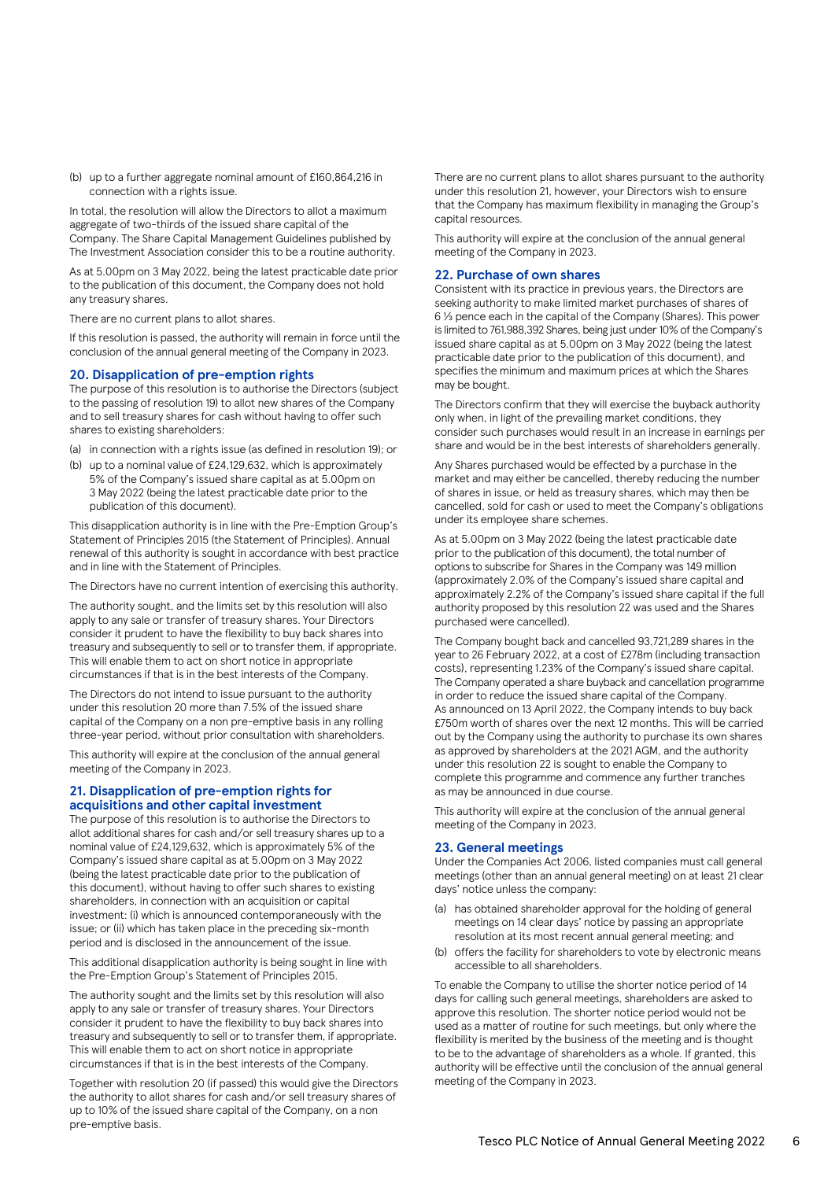(b) up to a further aggregate nominal amount of £160,864,216 in connection with a rights issue.

In total, the resolution will allow the Directors to allot a maximum aggregate of two-thirds of the issued share capital of the Company. The Share Capital Management Guidelines published by The Investment Association consider this to be a routine authority.

As at 5.00pm on 3 May 2022, being the latest practicable date prior to the publication of this document, the Company does not hold any treasury shares.

There are no current plans to allot shares.

If this resolution is passed, the authority will remain in force until the conclusion of the annual general meeting of the Company in 2023.

## 20. Disapplication of pre-emption rights

The purpose of this resolution is to authorise the Directors (subject to the passing of resolution 19) to allot new shares of the Company and to sell treasury shares for cash without having to offer such shares to existing shareholders:

(a) in connection with a rights issue (as defined in resolution 19); or

(b) up to a nominal value of £24,129,632, which is approximately 5% of the Company's issued share capital as at 5.00pm on 3 May 2022 (being the latest practicable date prior to the publication of this document).

This disapplication authority is in line with the Pre-Emption Group's Statement of Principles 2015 (the Statement of Principles). Annual renewal of this authority is sought in accordance with best practice and in line with the Statement of Principles.

The Directors have no current intention of exercising this authority.

The authority sought, and the limits set by this resolution will also apply to any sale or transfer of treasury shares. Your Directors consider it prudent to have the flexibility to buy back shares into treasury and subsequently to sell or to transfer them, if appropriate. This will enable them to act on short notice in appropriate circumstances if that is in the best interests of the Company.

The Directors do not intend to issue pursuant to the authority under this resolution 20 more than 7.5% of the issued share capital of the Company on a non pre-emptive basis in any rolling three-year period, without prior consultation with shareholders.

This authority will expire at the conclusion of the annual general meeting of the Company in 2023.

## 21. Disapplication of pre-emption rights for acquisitions and other capital investment

The purpose of this resolution is to authorise the Directors to allot additional shares for cash and/or sell treasury shares up to a nominal value of £24,129,632, which is approximately 5% of the Company's issued share capital as at 5.00pm on 3 May 2022 (being the latest practicable date prior to the publication of this document), without having to offer such shares to existing shareholders, in connection with an acquisition or capital investment: (i) which is announced contemporaneously with the issue; or (ii) which has taken place in the preceding six-month period and is disclosed in the announcement of the issue.

This additional disapplication authority is being sought in line with the Pre-Emption Group's Statement of Principles 2015.

The authority sought and the limits set by this resolution will also apply to any sale or transfer of treasury shares. Your Directors consider it prudent to have the flexibility to buy back shares into treasury and subsequently to sell or to transfer them, if appropriate. This will enable them to act on short notice in appropriate circumstances if that is in the best interests of the Company.

Together with resolution 20 (if passed) this would give the Directors the authority to allot shares for cash and/or sell treasury shares of up to 10% of the issued share capital of the Company, on a non pre-emptive basis.

There are no current plans to allot shares pursuant to the authority under this resolution 21, however, your Directors wish to ensure that the Company has maximum flexibility in managing the Group's capital resources.

This authority will expire at the conclusion of the annual general meeting of the Company in 2023.

## 22. Purchase of own shares

Consistent with its practice in previous years, the Directors are seeking authority to make limited market purchases of shares of 6 ⅓ pence each in the capital of the Company (Shares). This power is limited to 761,988,392 Shares, being just under 10% of the Company's issued share capital as at 5.00pm on 3 May 2022 (being the latest practicable date prior to the publication of this document), and specifies the minimum and maximum prices at which the Shares may be bought.

The Directors confirm that they will exercise the buyback authority only when, in light of the prevailing market conditions, they consider such purchases would result in an increase in earnings per share and would be in the best interests of shareholders generally.

Any Shares purchased would be effected by a purchase in the market and may either be cancelled, thereby reducing the number of shares in issue, or held as treasury shares, which may then be cancelled, sold for cash or used to meet the Company's obligations under its employee share schemes.

As at 5.00pm on 3 May 2022 (being the latest practicable date prior to the publication of this document), the total number of options to subscribe for Shares in the Company was 149 million (approximately 2.0% of the Company's issued share capital and approximately 2.2% of the Company's issued share capital if the full authority proposed by this resolution 22 was used and the Shares purchased were cancelled).

The Company bought back and cancelled 93,721,289 shares in the year to 26 February 2022, at a cost of £278m (including transaction costs), representing 1.23% of the Company's issued share capital. The Company operated a share buyback and cancellation programme in order to reduce the issued share capital of the Company. As announced on 13 April 2022, the Company intends to buy back £750m worth of shares over the next 12 months. This will be carried out by the Company using the authority to purchase its own shares as approved by shareholders at the 2021 AGM, and the authority under this resolution 22 is sought to enable the Company to complete this programme and commence any further tranches as may be announced in due course.

This authority will expire at the conclusion of the annual general meeting of the Company in 2023.

## 23. General meetings

Under the Companies Act 2006, listed companies must call general meetings (other than an annual general meeting) on at least 21 clear days' notice unless the company:

(a) has obtained shareholder approval for the holding of general meetings on 14 clear days' notice by passing an appropriate resolution at its most recent annual general meeting; and

(b) offers the facility for shareholders to vote by electronic means accessible to all shareholders.

To enable the Company to utilise the shorter notice period of 14 days for calling such general meetings, shareholders are asked to approve this resolution. The shorter notice period would not be used as a matter of routine for such meetings, but only where the flexibility is merited by the business of the meeting and is thought to be to the advantage of shareholders as a whole. If granted, this authority will be effective until the conclusion of the annual general meeting of the Company in 2023.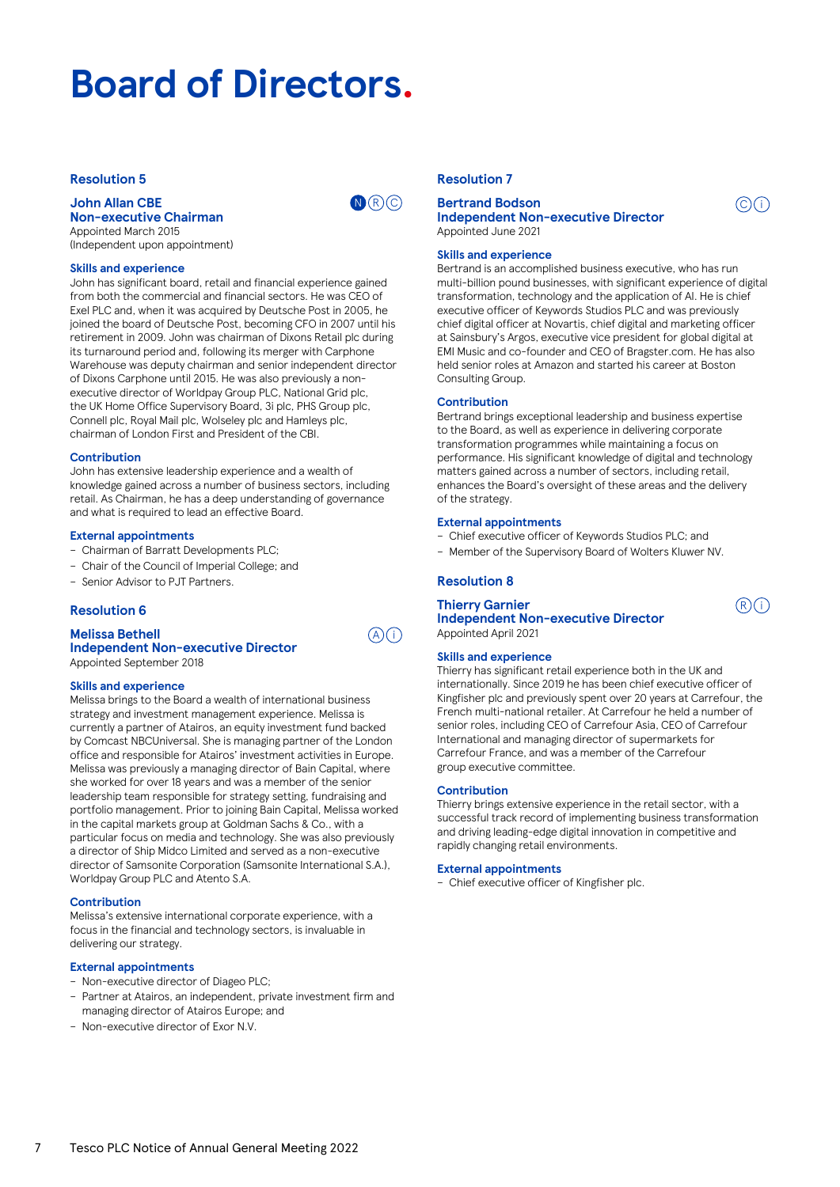# Board of Directors.

## Resolution 5

### John Allan CBE
### Non-executive Chairman

N R C

Appointed March 2015
(Independent upon appointment)

#### Skills and experience

John has significant board, retail and financial experience gained from both the commercial and financial sectors. He was CEO of Exel PLC and, when it was acquired by Deutsche Post in 2005, he joined the board of Deutsche Post, becoming CFO in 2007 until his retirement in 2009. John was chairman of Dixons Retail plc during its turnaround period and, following its merger with Carphone Warehouse was deputy chairman and senior independent director of Dixons Carphone until 2015. He was also previously a non-executive director of Worldpay Group PLC, National Grid plc, the UK Home Office Supervisory Board, 3i plc, PHS Group plc, Connell plc, Royal Mail plc, Wolseley plc and Hamleys plc, chairman of London First and President of the CBI.

#### Contribution

John has extensive leadership experience and a wealth of knowledge gained across a number of business sectors, including retail. As Chairman, he has a deep understanding of governance and what is required to lead an effective Board.

#### External appointments

- Chairman of Barratt Developments PLC;
- Chair of the Council of Imperial College; and
- Senior Advisor to PJT Partners.

## Resolution 6

### Melissa Bethell
### Independent Non-executive Director

A i

Appointed September 2018

#### Skills and experience

Melissa brings to the Board a wealth of international business strategy and investment management experience. Melissa is currently a partner of Atairos, an equity investment fund backed by Comcast NBCUniversal. She is managing partner of the London office and responsible for Atairos' investment activities in Europe. Melissa was previously a managing director of Bain Capital, where she worked for over 18 years and was a member of the senior leadership team responsible for strategy setting, fundraising and portfolio management. Prior to joining Bain Capital, Melissa worked in the capital markets group at Goldman Sachs & Co., with a particular focus on media and technology. She was also previously a director of Ship Midco Limited and served as a non-executive director of Samsonite Corporation (Samsonite International S.A.), Worldpay Group PLC and Atento S.A.

#### Contribution

Melissa's extensive international corporate experience, with a focus in the financial and technology sectors, is invaluable in delivering our strategy.

#### External appointments

- Non-executive director of Diageo PLC;
- Partner at Atairos, an independent, private investment firm and managing director of Atairos Europe; and
- Non-executive director of Exor N.V.

## Resolution 7

### Bertrand Bodson
### Independent Non-executive Director

C i

Appointed June 2021

#### Skills and experience

Bertrand is an accomplished business executive, who has run multi-billion pound businesses, with significant experience of digital transformation, technology and the application of AI. He is chief executive officer of Keywords Studios PLC and was previously chief digital officer at Novartis, chief digital and marketing officer at Sainsbury's Argos, executive vice president for global digital at EMI Music and co-founder and CEO of Bragster.com. He has also held senior roles at Amazon and started his career at Boston Consulting Group.

#### Contribution

Bertrand brings exceptional leadership and business expertise to the Board, as well as experience in delivering corporate transformation programmes while maintaining a focus on performance. His significant knowledge of digital and technology matters gained across a number of sectors, including retail, enhances the Board's oversight of these areas and the delivery of the strategy.

#### External appointments

- Chief executive officer of Keywords Studios PLC; and
- Member of the Supervisory Board of Wolters Kluwer NV.

## Resolution 8

### Thierry Garnier
### Independent Non-executive Director

R i

Appointed April 2021

#### Skills and experience

Thierry has significant retail experience both in the UK and internationally. Since 2019 he has been chief executive officer of Kingfisher plc and previously spent over 20 years at Carrefour, the French multi-national retailer. At Carrefour he held a number of senior roles, including CEO of Carrefour Asia, CEO of Carrefour International and managing director of supermarkets for Carrefour France, and was a member of the Carrefour group executive committee.

#### Contribution

Thierry brings extensive experience in the retail sector, with a successful track record of implementing business transformation and driving leading-edge digital innovation in competitive and rapidly changing retail environments.

#### External appointments

- Chief executive officer of Kingfisher plc.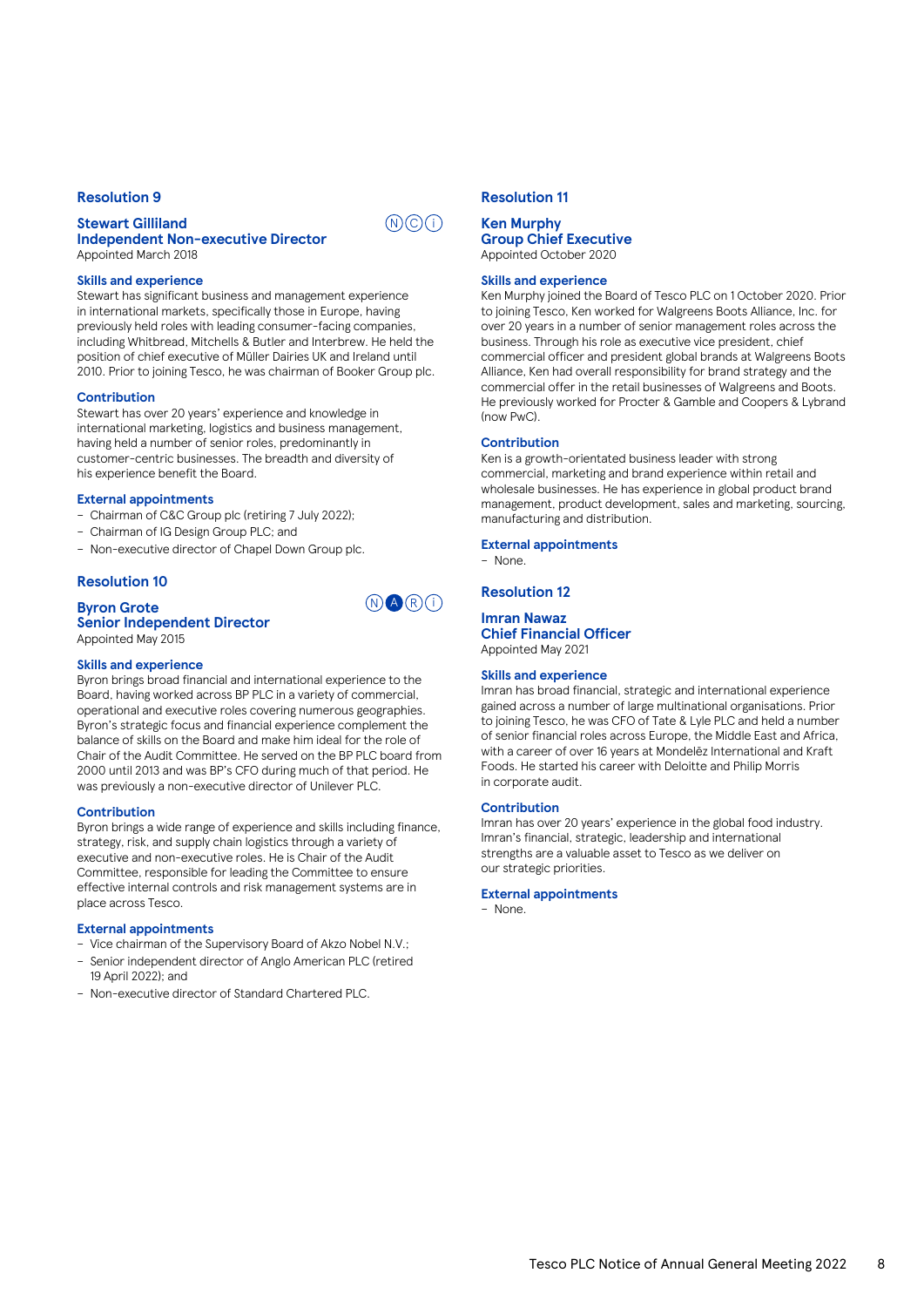## Resolution 9

### Stewart Gilliland
### Independent Non-executive Director

Ⓝ Ⓒ ⓘ

Appointed March 2018

#### Skills and experience

Stewart has significant business and management experience in international markets, specifically those in Europe, having previously held roles with leading consumer-facing companies, including Whitbread, Mitchells & Butler and Interbrew. He held the position of chief executive of Müller Dairies UK and Ireland until 2010. Prior to joining Tesco, he was chairman of Booker Group plc.

#### Contribution

Stewart has over 20 years' experience and knowledge in international marketing, logistics and business management, having held a number of senior roles, predominantly in customer-centric businesses. The breadth and diversity of his experience benefit the Board.

#### External appointments

- Chairman of C&C Group plc (retiring 7 July 2022);
- Chairman of IG Design Group PLC; and
- Non-executive director of Chapel Down Group plc.

## Resolution 10

### Byron Grote
### Senior Independent Director

Ⓝ Ⓐ Ⓡ ⓘ

Appointed May 2015

#### Skills and experience

Byron brings broad financial and international experience to the Board, having worked across BP PLC in a variety of commercial, operational and executive roles covering numerous geographies. Byron's strategic focus and financial experience complement the balance of skills on the Board and make him ideal for the role of Chair of the Audit Committee. He served on the BP PLC board from 2000 until 2013 and was BP's CFO during much of that period. He was previously a non-executive director of Unilever PLC.

#### Contribution

Byron brings a wide range of experience and skills including finance, strategy, risk, and supply chain logistics through a variety of executive and non-executive roles. He is Chair of the Audit Committee, responsible for leading the Committee to ensure effective internal controls and risk management systems are in place across Tesco.

#### External appointments

- Vice chairman of the Supervisory Board of Akzo Nobel N.V.;
- Senior independent director of Anglo American PLC (retired 19 April 2022); and
- Non-executive director of Standard Chartered PLC.

## Resolution 11

### Ken Murphy
### Group Chief Executive

Appointed October 2020

#### Skills and experience

Ken Murphy joined the Board of Tesco PLC on 1 October 2020. Prior to joining Tesco, Ken worked for Walgreens Boots Alliance, Inc. for over 20 years in a number of senior management roles across the business. Through his role as executive vice president, chief commercial officer and president global brands at Walgreens Boots Alliance, Ken had overall responsibility for brand strategy and the commercial offer in the retail businesses of Walgreens and Boots. He previously worked for Procter & Gamble and Coopers & Lybrand (now PwC).

#### Contribution

Ken is a growth-orientated business leader with strong commercial, marketing and brand experience within retail and wholesale businesses. He has experience in global product brand management, product development, sales and marketing, sourcing, manufacturing and distribution.

#### External appointments

- None.

## Resolution 12

### Imran Nawaz
### Chief Financial Officer

Appointed May 2021

#### Skills and experience

Imran has broad financial, strategic and international experience gained across a number of large multinational organisations. Prior to joining Tesco, he was CFO of Tate & Lyle PLC and held a number of senior financial roles across Europe, the Middle East and Africa, with a career of over 16 years at Mondelēz International and Kraft Foods. He started his career with Deloitte and Philip Morris in corporate audit.

#### Contribution

Imran has over 20 years' experience in the global food industry. Imran's financial, strategic, leadership and international strengths are a valuable asset to Tesco as we deliver on our strategic priorities.

#### External appointments

- None.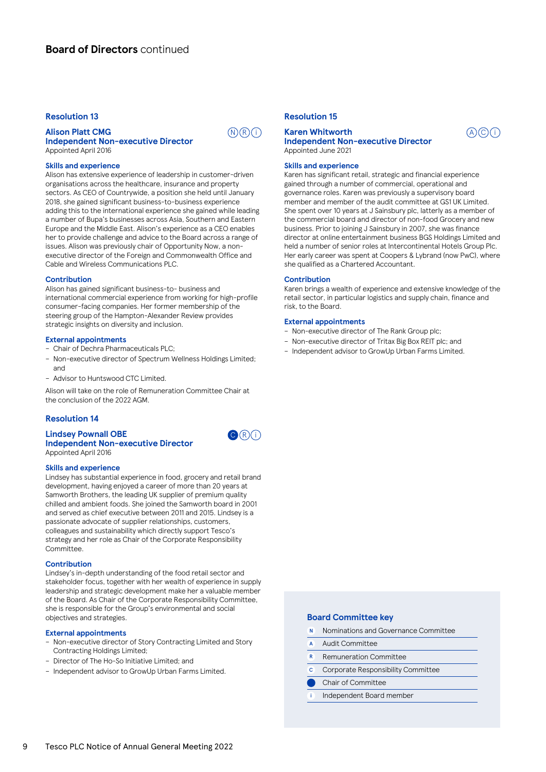## Board of Directors continued

### Resolution 13

**Alison Platt CMG**
**Independent Non-executive Director**
Appointed April 2016

N R i

#### Skills and experience

Alison has extensive experience of leadership in customer-driven organisations across the healthcare, insurance and property sectors. As CEO of Countrywide, a position she held until January 2018, she gained significant business-to-business experience adding this to the international experience she gained while leading a number of Bupa's businesses across Asia, Southern and Eastern Europe and the Middle East. Alison's experience as a CEO enables her to provide challenge and advice to the Board across a range of issues. Alison was previously chair of Opportunity Now, a non-executive director of the Foreign and Commonwealth Office and Cable and Wireless Communications PLC.

#### Contribution

Alison has gained significant business-to- business and international commercial experience from working for high-profile consumer-facing companies. Her former membership of the steering group of the Hampton-Alexander Review provides strategic insights on diversity and inclusion.

#### External appointments

- Chair of Dechra Pharmaceuticals PLC;
- Non-executive director of Spectrum Wellness Holdings Limited; and
- Advisor to Huntswood CTC Limited.

Alison will take on the role of Remuneration Committee Chair at the conclusion of the 2022 AGM.

### Resolution 14

**Lindsey Pownall OBE**
**Independent Non-executive Director**
Appointed April 2016

C (Chair) R i

#### Skills and experience

Lindsey has substantial experience in food, grocery and retail brand development, having enjoyed a career of more than 20 years at Samworth Brothers, the leading UK supplier of premium quality chilled and ambient foods. She joined the Samworth board in 2001 and served as chief executive between 2011 and 2015. Lindsey is a passionate advocate of supplier relationships, customers, colleagues and sustainability which directly support Tesco's strategy and her role as Chair of the Corporate Responsibility Committee.

#### Contribution

Lindsey's in-depth understanding of the food retail sector and stakeholder focus, together with her wealth of experience in supply leadership and strategic development make her a valuable member of the Board. As Chair of the Corporate Responsibility Committee, she is responsible for the Group's environmental and social objectives and strategies.

#### External appointments

- Non-executive director of Story Contracting Limited and Story Contracting Holdings Limited;
- Director of The Ho-So Initiative Limited; and
- Independent advisor to GrowUp Urban Farms Limited.

### Resolution 15

**Karen Whitworth**
**Independent Non-executive Director**
Appointed June 2021

A C i

#### Skills and experience

Karen has significant retail, strategic and financial experience gained through a number of commercial, operational and governance roles. Karen was previously a supervisory board member and member of the audit committee at GS1 UK Limited. She spent over 10 years at J Sainsbury plc, latterly as a member of the commercial board and director of non-food Grocery and new business. Prior to joining J Sainsbury in 2007, she was finance director at online entertainment business BGS Holdings Limited and held a number of senior roles at Intercontinental Hotels Group Plc. Her early career was spent at Coopers & Lybrand (now PwC), where she qualified as a Chartered Accountant.

#### Contribution

Karen brings a wealth of experience and extensive knowledge of the retail sector, in particular logistics and supply chain, finance and risk, to the Board.

#### External appointments

- Non-executive director of The Rank Group plc;
- Non-executive director of Tritax Big Box REIT plc; and
- Independent advisor to GrowUp Urban Farms Limited.

#### Board Committee key

| Key | Committee |
|---|---|
| N | Nominations and Governance Committee |
| A | Audit Committee |
| R | Remuneration Committee |
| C | Corporate Responsibility Committee |
| ● | Chair of Committee |
| i | Independent Board member |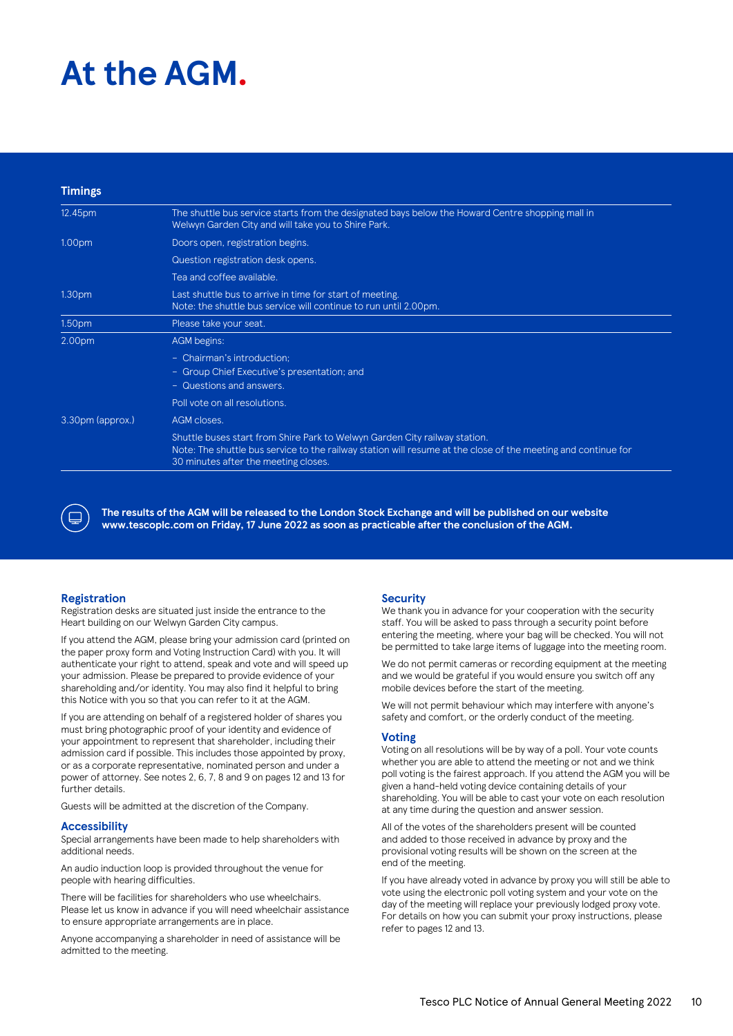# At the AGM.

## Timings

| Time | Event |
| --- | --- |
| 12.45pm | The shuttle bus service starts from the designated bays below the Howard Centre shopping mall in Welwyn Garden City and will take you to Shire Park. |
| 1.00pm | Doors open, registration begins. |
| | Question registration desk opens. |
| | Tea and coffee available. |
| 1.30pm | Last shuttle bus to arrive in time for start of meeting. Note: the shuttle bus service will continue to run until 2.00pm. |
| 1.50pm | Please take your seat. |
| 2.00pm | AGM begins: |
| | – Chairman's introduction; – Group Chief Executive's presentation; and – Questions and answers. |
| | Poll vote on all resolutions. |
| 3.30pm (approx.) | AGM closes. |
| | Shuttle buses start from Shire Park to Welwyn Garden City railway station. Note: The shuttle bus service to the railway station will resume at the close of the meeting and continue for 30 minutes after the meeting closes. |

**The results of the AGM will be released to the London Stock Exchange and will be published on our website www.tescoplc.com on Friday, 17 June 2022 as soon as practicable after the conclusion of the AGM.**

### Registration

Registration desks are situated just inside the entrance to the Heart building on our Welwyn Garden City campus.

If you attend the AGM, please bring your admission card (printed on the paper proxy form and Voting Instruction Card) with you. It will authenticate your right to attend, speak and vote and will speed up your admission. Please be prepared to provide evidence of your shareholding and/or identity. You may also find it helpful to bring this Notice with you so that you can refer to it at the AGM.

If you are attending on behalf of a registered holder of shares you must bring photographic proof of your identity and evidence of your appointment to represent that shareholder, including their admission card if possible. This includes those appointed by proxy, or as a corporate representative, nominated person and under a power of attorney. See notes 2, 6, 7, 8 and 9 on pages 12 and 13 for further details.

Guests will be admitted at the discretion of the Company.

### Accessibility

Special arrangements have been made to help shareholders with additional needs.

An audio induction loop is provided throughout the venue for people with hearing difficulties.

There will be facilities for shareholders who use wheelchairs. Please let us know in advance if you will need wheelchair assistance to ensure appropriate arrangements are in place.

Anyone accompanying a shareholder in need of assistance will be admitted to the meeting.

### Security

We thank you in advance for your cooperation with the security staff. You will be asked to pass through a security point before entering the meeting, where your bag will be checked. You will not be permitted to take large items of luggage into the meeting room.

We do not permit cameras or recording equipment at the meeting and we would be grateful if you would ensure you switch off any mobile devices before the start of the meeting.

We will not permit behaviour which may interfere with anyone's safety and comfort, or the orderly conduct of the meeting.

### Voting

Voting on all resolutions will be by way of a poll. Your vote counts whether you are able to attend the meeting or not and we think poll voting is the fairest approach. If you attend the AGM you will be given a hand-held voting device containing details of your shareholding. You will be able to cast your vote on each resolution at any time during the question and answer session.

All of the votes of the shareholders present will be counted and added to those received in advance by proxy and the provisional voting results will be shown on the screen at the end of the meeting.

If you have already voted in advance by proxy you will still be able to vote using the electronic poll voting system and your vote on the day of the meeting will replace your previously lodged proxy vote. For details on how you can submit your proxy instructions, please refer to pages 12 and 13.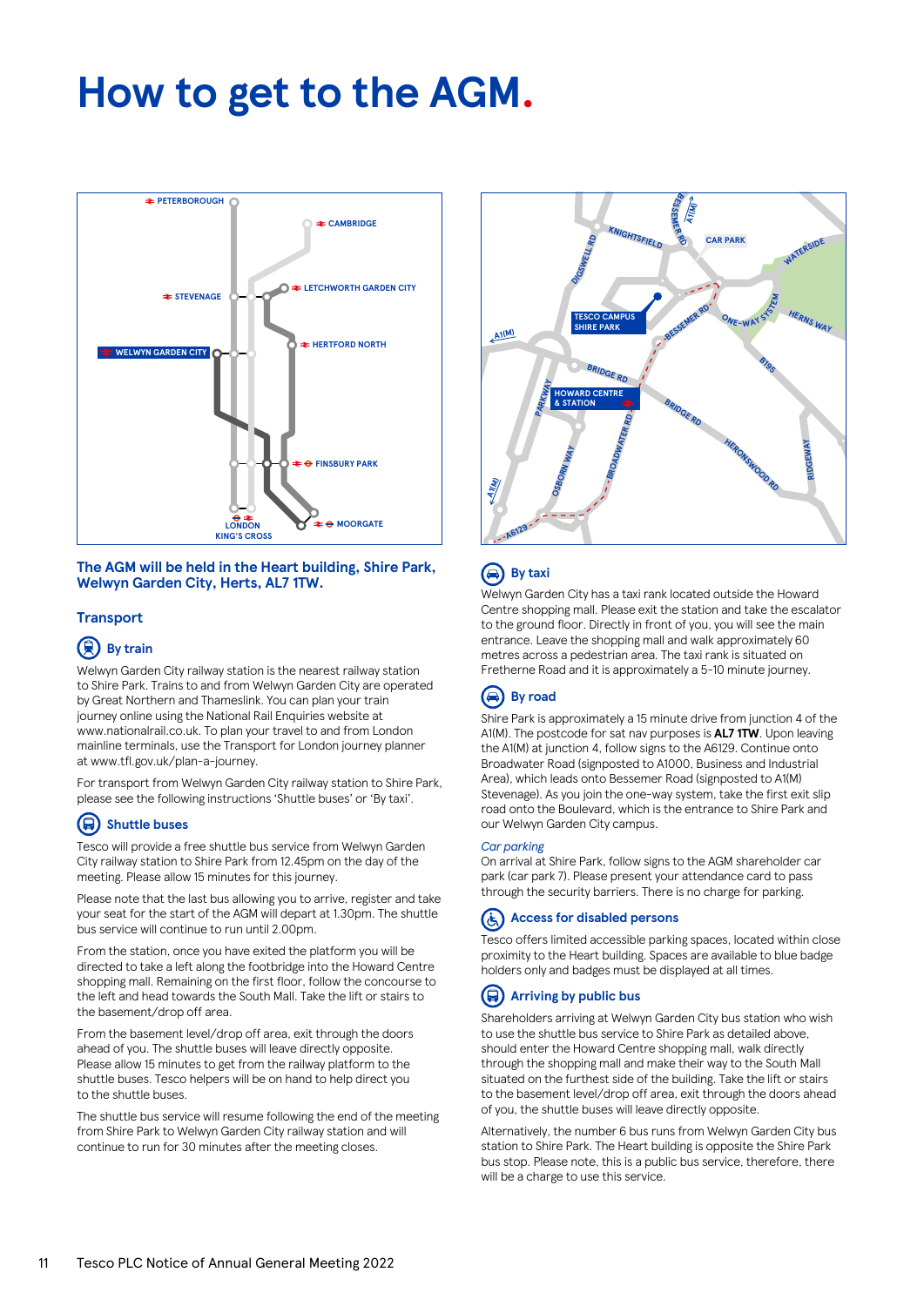# How to get to the AGM.

**The AGM will be held in the Heart building, Shire Park, Welwyn Garden City, Herts, AL7 1TW.**

## Transport

### By train

Welwyn Garden City railway station is the nearest railway station to Shire Park. Trains to and from Welwyn Garden City are operated by Great Northern and Thameslink. You can plan your train journey online using the National Rail Enquiries website at www.nationalrail.co.uk. To plan your travel to and from London mainline terminals, use the Transport for London journey planner at www.tfl.gov.uk/plan-a-journey.

For transport from Welwyn Garden City railway station to Shire Park, please see the following instructions 'Shuttle buses' or 'By taxi'.

### Shuttle buses

Tesco will provide a free shuttle bus service from Welwyn Garden City railway station to Shire Park from 12.45pm on the day of the meeting. Please allow 15 minutes for this journey.

Please note that the last bus allowing you to arrive, register and take your seat for the start of the AGM will depart at 1.30pm. The shuttle bus service will continue to run until 2.00pm.

From the station, once you have exited the platform you will be directed to take a left along the footbridge into the Howard Centre shopping mall. Remaining on the first floor, follow the concourse to the left and head towards the South Mall. Take the lift or stairs to the basement/drop off area.

From the basement level/drop off area, exit through the doors ahead of you. The shuttle buses will leave directly opposite. Please allow 15 minutes to get from the railway platform to the shuttle buses. Tesco helpers will be on hand to help direct you to the shuttle buses.

The shuttle bus service will resume following the end of the meeting from Shire Park to Welwyn Garden City railway station and will continue to run for 30 minutes after the meeting closes.

### By taxi

Welwyn Garden City has a taxi rank located outside the Howard Centre shopping mall. Please exit the station and take the escalator to the ground floor. Directly in front of you, you will see the main entrance. Leave the shopping mall and walk approximately 60 metres across a pedestrian area. The taxi rank is situated on Fretherne Road and it is approximately a 5-10 minute journey.

### By road

Shire Park is approximately a 15 minute drive from junction 4 of the A1(M). The postcode for sat nav purposes is **AL7 1TW**. Upon leaving the A1(M) at junction 4, follow signs to the A6129. Continue onto Broadwater Road (signposted to A1000, Business and Industrial Area), which leads onto Bessemer Road (signposted to A1(M) Stevenage). As you join the one-way system, take the first exit slip road onto the Boulevard, which is the entrance to Shire Park and our Welwyn Garden City campus.

*Car parking*

On arrival at Shire Park, follow signs to the AGM shareholder car park (car park 7). Please present your attendance card to pass through the security barriers. There is no charge for parking.

### Access for disabled persons

Tesco offers limited accessible parking spaces, located within close proximity to the Heart building. Spaces are available to blue badge holders only and badges must be displayed at all times.

### Arriving by public bus

Shareholders arriving at Welwyn Garden City bus station who wish to use the shuttle bus service to Shire Park as detailed above, should enter the Howard Centre shopping mall, walk directly through the shopping mall and make their way to the South Mall situated on the furthest side of the building. Take the lift or stairs to the basement level/drop off area, exit through the doors ahead of you, the shuttle buses will leave directly opposite.

Alternatively, the number 6 bus runs from Welwyn Garden City bus station to Shire Park. The Heart building is opposite the Shire Park bus stop. Please note, this is a public bus service, therefore, there will be a charge to use this service.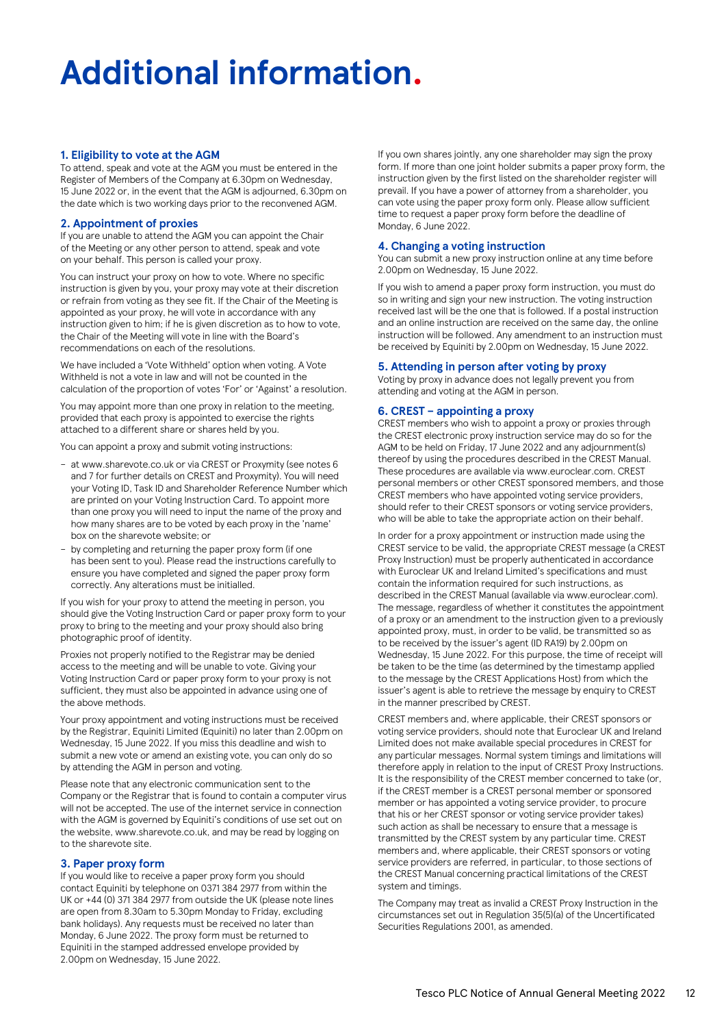# Additional information.

### 1. Eligibility to vote at the AGM

To attend, speak and vote at the AGM you must be entered in the Register of Members of the Company at 6.30pm on Wednesday, 15 June 2022 or, in the event that the AGM is adjourned, 6.30pm on the date which is two working days prior to the reconvened AGM.

### 2. Appointment of proxies

If you are unable to attend the AGM you can appoint the Chair of the Meeting or any other person to attend, speak and vote on your behalf. This person is called your proxy.

You can instruct your proxy on how to vote. Where no specific instruction is given by you, your proxy may vote at their discretion or refrain from voting as they see fit. If the Chair of the Meeting is appointed as your proxy, he will vote in accordance with any instruction given to him; if he is given discretion as to how to vote, the Chair of the Meeting will vote in line with the Board's recommendations on each of the resolutions.

We have included a 'Vote Withheld' option when voting. A Vote Withheld is not a vote in law and will not be counted in the calculation of the proportion of votes 'For' or 'Against' a resolution.

You may appoint more than one proxy in relation to the meeting, provided that each proxy is appointed to exercise the rights attached to a different share or shares held by you.

You can appoint a proxy and submit voting instructions:

- at www.sharevote.co.uk or via CREST or Proxymity (see notes 6 and 7 for further details on CREST and Proxymity). You will need your Voting ID, Task ID and Shareholder Reference Number which are printed on your Voting Instruction Card. To appoint more than one proxy you will need to input the name of the proxy and how many shares are to be voted by each proxy in the 'name' box on the sharevote website; or
- by completing and returning the paper proxy form (if one has been sent to you). Please read the instructions carefully to ensure you have completed and signed the paper proxy form correctly. Any alterations must be initialled.

If you wish for your proxy to attend the meeting in person, you should give the Voting Instruction Card or paper proxy form to your proxy to bring to the meeting and your proxy should also bring photographic proof of identity.

Proxies not properly notified to the Registrar may be denied access to the meeting and will be unable to vote. Giving your Voting Instruction Card or paper proxy form to your proxy is not sufficient, they must also be appointed in advance using one of the above methods.

Your proxy appointment and voting instructions must be received by the Registrar, Equiniti Limited (Equiniti) no later than 2.00pm on Wednesday, 15 June 2022. If you miss this deadline and wish to submit a new vote or amend an existing vote, you can only do so by attending the AGM in person and voting.

Please note that any electronic communication sent to the Company or the Registrar that is found to contain a computer virus will not be accepted. The use of the internet service in connection with the AGM is governed by Equiniti's conditions of use set out on the website, www.sharevote.co.uk, and may be read by logging on to the sharevote site.

### 3. Paper proxy form

If you would like to receive a paper proxy form you should contact Equiniti by telephone on 0371 384 2977 from within the UK or +44 (0) 371 384 2977 from outside the UK (please note lines are open from 8.30am to 5.30pm Monday to Friday, excluding bank holidays). Any requests must be received no later than Monday, 6 June 2022. The proxy form must be returned to Equiniti in the stamped addressed envelope provided by 2.00pm on Wednesday, 15 June 2022.

If you own shares jointly, any one shareholder may sign the proxy form. If more than one joint holder submits a paper proxy form, the instruction given by the first listed on the shareholder register will prevail. If you have a power of attorney from a shareholder, you can vote using the paper proxy form only. Please allow sufficient time to request a paper proxy form before the deadline of Monday, 6 June 2022.

### 4. Changing a voting instruction

You can submit a new proxy instruction online at any time before 2.00pm on Wednesday, 15 June 2022.

If you wish to amend a paper proxy form instruction, you must do so in writing and sign your new instruction. The voting instruction received last will be the one that is followed. If a postal instruction and an online instruction are received on the same day, the online instruction will be followed. Any amendment to an instruction must be received by Equiniti by 2.00pm on Wednesday, 15 June 2022.

### 5. Attending in person after voting by proxy

Voting by proxy in advance does not legally prevent you from attending and voting at the AGM in person.

### 6. CREST – appointing a proxy

CREST members who wish to appoint a proxy or proxies through the CREST electronic proxy instruction service may do so for the AGM to be held on Friday, 17 June 2022 and any adjournment(s) thereof by using the procedures described in the CREST Manual. These procedures are available via www.euroclear.com. CREST personal members or other CREST sponsored members, and those CREST members who have appointed voting service providers, should refer to their CREST sponsors or voting service providers, who will be able to take the appropriate action on their behalf.

In order for a proxy appointment or instruction made using the CREST service to be valid, the appropriate CREST message (a CREST Proxy Instruction) must be properly authenticated in accordance with Euroclear UK and Ireland Limited's specifications and must contain the information required for such instructions, as described in the CREST Manual (available via www.euroclear.com). The message, regardless of whether it constitutes the appointment of a proxy or an amendment to the instruction given to a previously appointed proxy, must, in order to be valid, be transmitted so as to be received by the issuer's agent (ID RA19) by 2.00pm on Wednesday, 15 June 2022. For this purpose, the time of receipt will be taken to be the time (as determined by the timestamp applied to the message by the CREST Applications Host) from which the issuer's agent is able to retrieve the message by enquiry to CREST in the manner prescribed by CREST.

CREST members and, where applicable, their CREST sponsors or voting service providers, should note that Euroclear UK and Ireland Limited does not make available special procedures in CREST for any particular messages. Normal system timings and limitations will therefore apply in relation to the input of CREST Proxy Instructions. It is the responsibility of the CREST member concerned to take (or, if the CREST member is a CREST personal member or sponsored member or has appointed a voting service provider, to procure that his or her CREST sponsor or voting service provider takes) such action as shall be necessary to ensure that a message is transmitted by the CREST system by any particular time. CREST members and, where applicable, their CREST sponsors or voting service providers are referred, in particular, to those sections of the CREST Manual concerning practical limitations of the CREST system and timings.

The Company may treat as invalid a CREST Proxy Instruction in the circumstances set out in Regulation 35(5)(a) of the Uncertificated Securities Regulations 2001, as amended.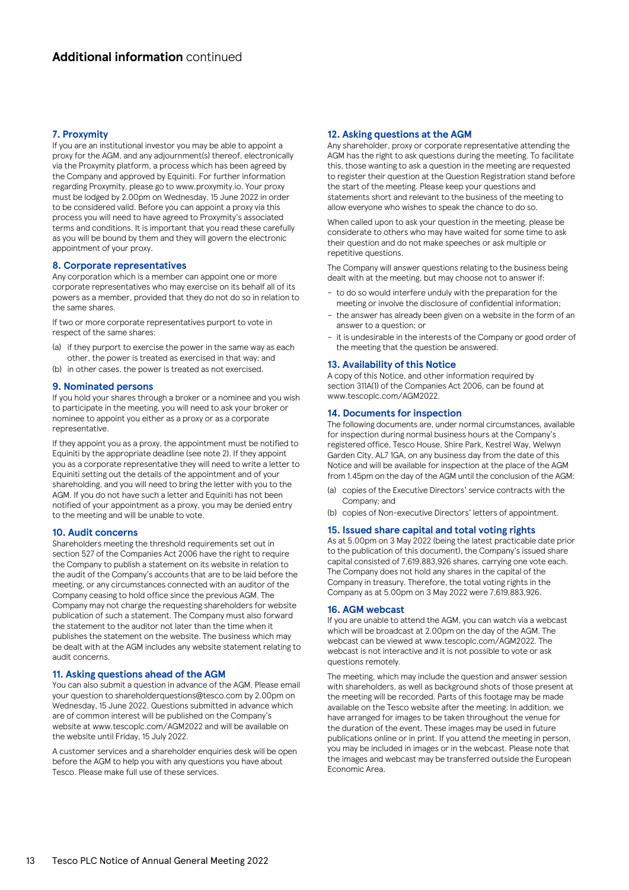## Additional information continued

### 7. Proxymity

If you are an institutional investor you may be able to appoint a proxy for the AGM, and any adjournment(s) thereof, electronically via the Proxymity platform, a process which has been agreed by the Company and approved by Equiniti. For further information regarding Proxymity, please go to www.proxymity.io. Your proxy must be lodged by 2.00pm on Wednesday, 15 June 2022 in order to be considered valid. Before you can appoint a proxy via this process you will need to have agreed to Proxymity's associated terms and conditions. It is important that you read these carefully as you will be bound by them and they will govern the electronic appointment of your proxy.

### 8. Corporate representatives

Any corporation which is a member can appoint one or more corporate representatives who may exercise on its behalf all of its powers as a member, provided that they do not do so in relation to the same shares.

If two or more corporate representatives purport to vote in respect of the same shares:

(a) if they purport to exercise the power in the same way as each other, the power is treated as exercised in that way; and

(b) in other cases, the power is treated as not exercised.

### 9. Nominated persons

If you hold your shares through a broker or a nominee and you wish to participate in the meeting, you will need to ask your broker or nominee to appoint you either as a proxy or as a corporate representative.

If they appoint you as a proxy, the appointment must be notified to Equiniti by the appropriate deadline (see note 2). If they appoint you as a corporate representative they will need to write a letter to Equiniti setting out the details of the appointment and of your shareholding, and you will need to bring the letter with you to the AGM. If you do not have such a letter and Equiniti has not been notified of your appointment as a proxy, you may be denied entry to the meeting and will be unable to vote.

### 10. Audit concerns

Shareholders meeting the threshold requirements set out in section 527 of the Companies Act 2006 have the right to require the Company to publish a statement on its website in relation to the audit of the Company's accounts that are to be laid before the meeting, or any circumstances connected with an auditor of the Company ceasing to hold office since the previous AGM. The Company may not charge the requesting shareholders for website publication of such a statement. The Company must also forward the statement to the auditor not later than the time when it publishes the statement on the website. The business which may be dealt with at the AGM includes any website statement relating to audit concerns.

### 11. Asking questions ahead of the AGM

You can also submit a question in advance of the AGM. Please email your question to shareholderquestions@tesco.com by 2.00pm on Wednesday, 15 June 2022. Questions submitted in advance which are of common interest will be published on the Company's website at www.tescoplc.com/AGM2022 and will be available on the website until Friday, 15 July 2022.

A customer services and a shareholder enquiries desk will be open before the AGM to help you with any questions you have about Tesco. Please make full use of these services.

### 12. Asking questions at the AGM

Any shareholder, proxy or corporate representative attending the AGM has the right to ask questions during the meeting. To facilitate this, those wanting to ask a question in the meeting are requested to register their question at the Question Registration stand before the start of the meeting. Please keep your questions and statements short and relevant to the business of the meeting to allow everyone who wishes to speak the chance to do so.

When called upon to ask your question in the meeting, please be considerate to others who may have waited for some time to ask their question and do not make speeches or ask multiple or repetitive questions.

The Company will answer questions relating to the business being dealt with at the meeting, but may choose not to answer if:

- to do so would interfere unduly with the preparation for the meeting or involve the disclosure of confidential information;
- the answer has already been given on a website in the form of an answer to a question; or
- it is undesirable in the interests of the Company or good order of the meeting that the question be answered.

### 13. Availability of this Notice

A copy of this Notice, and other information required by section 311A(1) of the Companies Act 2006, can be found at www.tescoplc.com/AGM2022.

### 14. Documents for inspection

The following documents are, under normal circumstances, available for inspection during normal business hours at the Company's registered office, Tesco House, Shire Park, Kestrel Way, Welwyn Garden City, AL7 1GA, on any business day from the date of this Notice and will be available for inspection at the place of the AGM from 1.45pm on the day of the AGM until the conclusion of the AGM:

(a) copies of the Executive Directors' service contracts with the Company; and

(b) copies of Non-executive Directors' letters of appointment.

### 15. Issued share capital and total voting rights

As at 5.00pm on 3 May 2022 (being the latest practicable date prior to the publication of this document), the Company's issued share capital consisted of 7,619,883,926 shares, carrying one vote each. The Company does not hold any shares in the capital of the Company in treasury. Therefore, the total voting rights in the Company as at 5.00pm on 3 May 2022 were 7,619,883,926.

### 16. AGM webcast

If you are unable to attend the AGM, you can watch via a webcast which will be broadcast at 2.00pm on the day of the AGM. The webcast can be viewed at www.tescoplc.com/AGM2022. The webcast is not interactive and it is not possible to vote or ask questions remotely.

The meeting, which may include the question and answer session with shareholders, as well as background shots of those present at the meeting will be recorded. Parts of this footage may be made available on the Tesco website after the meeting. In addition, we have arranged for images to be taken throughout the venue for the duration of the event. These images may be used in future publications online or in print. If you attend the meeting in person, you may be included in images or in the webcast. Please note that the images and webcast may be transferred outside the European Economic Area.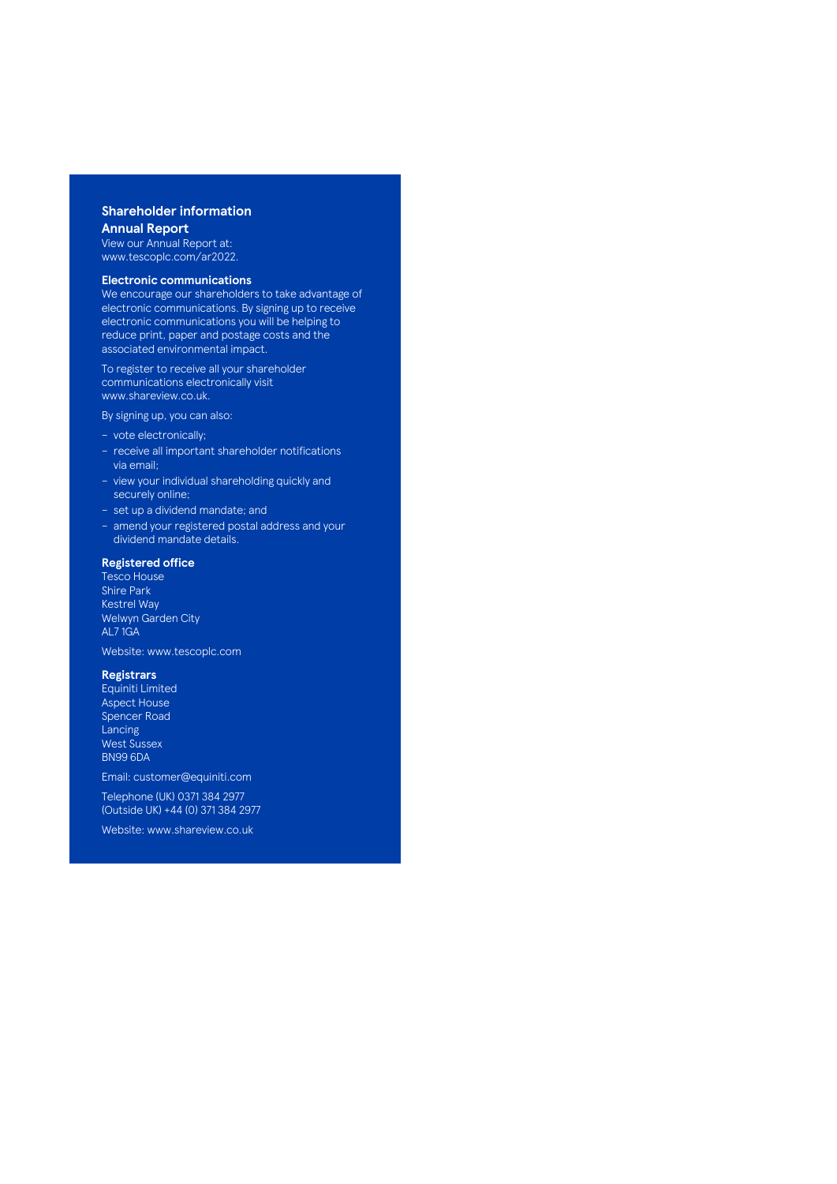## Shareholder information

### Annual Report

View our Annual Report at:
www.tescoplc.com/ar2022.

### Electronic communications

We encourage our shareholders to take advantage of electronic communications. By signing up to receive electronic communications you will be helping to reduce print, paper and postage costs and the associated environmental impact.

To register to receive all your shareholder communications electronically visit www.shareview.co.uk.

By signing up, you can also:

- vote electronically;
- receive all important shareholder notifications via email;
- view your individual shareholding quickly and securely online;
- set up a dividend mandate; and
- amend your registered postal address and your dividend mandate details.

### Registered office

Tesco House
Shire Park
Kestrel Way
Welwyn Garden City
AL7 1GA

Website: www.tescoplc.com

### Registrars

Equiniti Limited
Aspect House
Spencer Road
Lancing
West Sussex
BN99 6DA

Email: customer@equiniti.com

Telephone (UK) 0371 384 2977
(Outside UK) +44 (0) 371 384 2977

Website: www.shareview.co.uk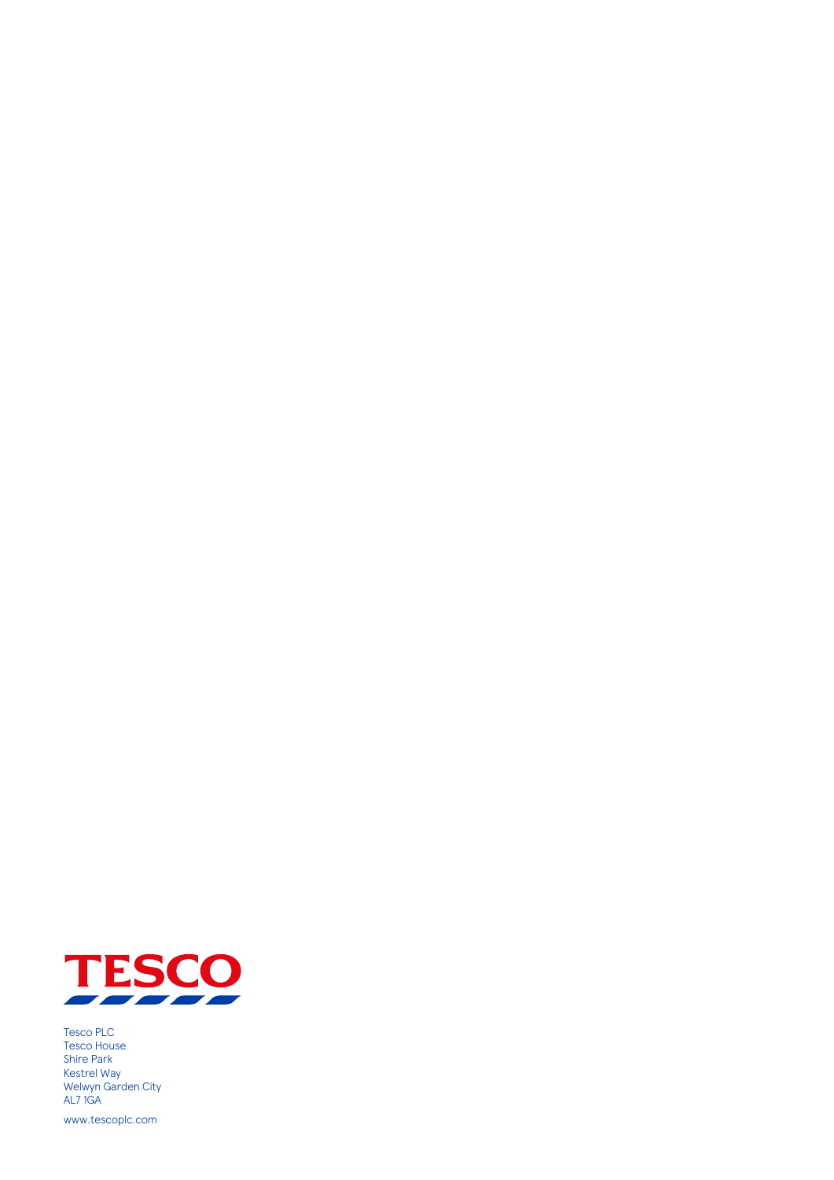TESCO

Tesco PLC
Tesco House
Shire Park
Kestrel Way
Welwyn Garden City
AL7 1GA

www.tescoplc.com